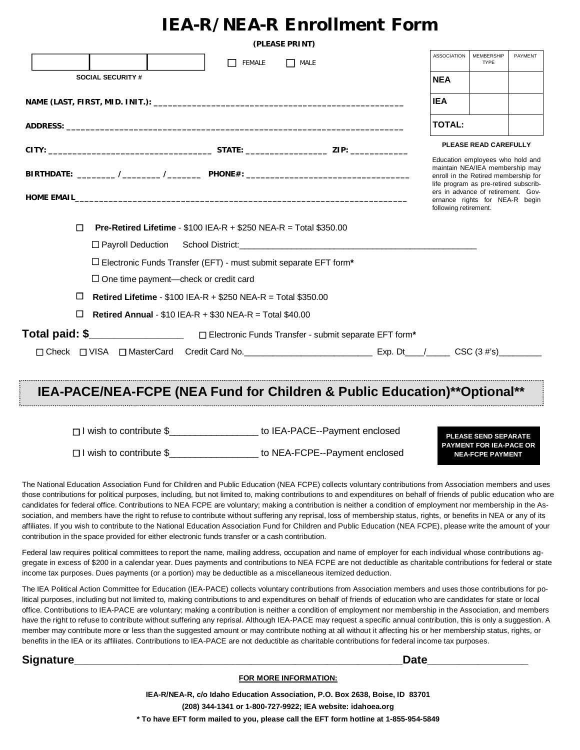# IEA-R/NEA-R Enrollment Form

**(PLEASE PRINT)**

| | | |
|---|---|---|
| | | |

**SOCIAL SECURITY #**

☐ FEMALE ☐ MALE

| ASSOCIATION | MEMBERSHIP TYPE | PAYMENT |
|---|---|---|
| **NEA** | | |
| **IEA** | | |
| **TOTAL:** | | |

**NAME (LAST, FIRST, MID. INIT.):** ____________________________________________________

**ADDRESS:** ______________________________________________________________________

**CITY:** ___________________________________ **STATE:** _________________ **ZIP:** ____________

**BIRTHDATE:** ________ / ________ / _______ **PHONE#:** __________________________________

**HOME EMAIL**______________________________________________________________________

**PLEASE READ CAREFULLY**

Education employees who hold and maintain NEA/IEA membership may enroll in the Retired membership for life program as pre-retired subscribers in advance of retirement. Governance rights for NEA-R begin following retirement.

☐ **Pre-Retired Lifetime** - $100 IEA-R + $250 NEA-R = Total $350.00

☐ Payroll Deduction School District:___________________________________________________

☐ Electronic Funds Transfer (EFT) - must submit separate EFT form*

☐ One time payment—check or credit card

☐ **Retired Lifetime** - $100 IEA-R + $250 NEA-R = Total $350.00

☐ **Retired Annual** - $10 IEA-R + $30 NEA-R = Total $40.00

**Total paid: $**__________________ ☐ Electronic Funds Transfer - submit separate EFT form*

☐ Check ☐ VISA ☐ MasterCard Credit Card No.__________________________ Exp. Dt____/_____ CSC (3 #'s)_________

## IEA-PACE/NEA-FCPE (NEA Fund for Children & Public Education)**Optional**

☐ I wish to contribute $_________________ to IEA-PACE--Payment enclosed

☐ I wish to contribute $_________________ to NEA-FCPE--Payment enclosed

**PLEASE SEND SEPARATE PAYMENT FOR IEA-PACE OR NEA-FCPE PAYMENT**

The National Education Association Fund for Children and Public Education (NEA FCPE) collects voluntary contributions from Association members and uses those contributions for political purposes, including, but not limited to, making contributions to and expenditures on behalf of friends of public education who are candidates for federal office. Contributions to NEA FCPE are voluntary; making a contribution is neither a condition of employment nor membership in the Association, and members have the right to refuse to contribute without suffering any reprisal, loss of membership status, rights, or benefits in NEA or any of its affiliates. If you wish to contribute to the National Education Association Fund for Children and Public Education (NEA FCPE), please write the amount of your contribution in the space provided for either electronic funds transfer or a cash contribution.

Federal law requires political committees to report the name, mailing address, occupation and name of employer for each individual whose contributions aggregate in excess of $200 in a calendar year. Dues payments and contributions to NEA FCPE are not deductible as charitable contributions for federal or state income tax purposes. Dues payments (or a portion) may be deductible as a miscellaneous itemized deduction.

The IEA Political Action Committee for Education (IEA-PACE) collects voluntary contributions from Association members and uses those contributions for political purposes, including but not limited to, making contributions to and expenditures on behalf of friends of education who are candidates for state or local office. Contributions to IEA-PACE are voluntary; making a contribution is neither a condition of employment nor membership in the Association, and members have the right to refuse to contribute without suffering any reprisal. Although IEA-PACE may request a specific annual contribution, this is only a suggestion. A member may contribute more or less than the suggested amount or may contribute nothing at all without it affecting his or her membership status, rights, or benefits in the IEA or its affiliates. Contributions to IEA-PACE are not deductible as charitable contributions for federal income tax purposes.

**Signature**____________________________________________________________**Date**_________________

**FOR MORE INFORMATION:**

**IEA-R/NEA-R, c/o Idaho Education Association, P.O. Box 2638, Boise, ID 83701**

**(208) 344-1341 or 1-800-727-9922; IEA website: idahoea.org**

*** To have EFT form mailed to you, please call the EFT form hotline at 1-855-954-5849**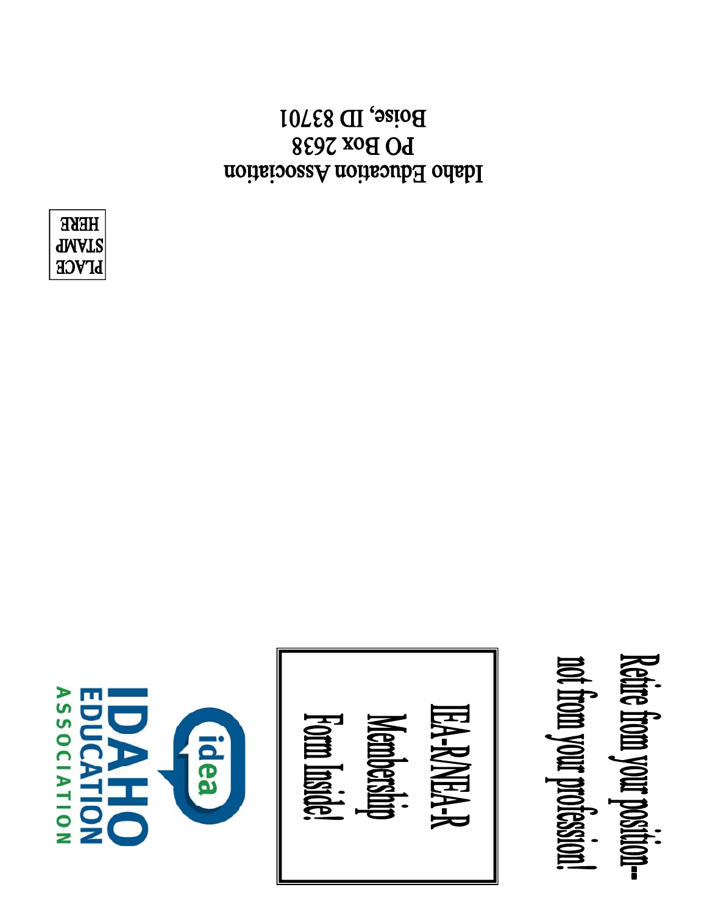Idaho Education Association
PO Box 2638
Boise, ID 83701

PLACE
STAMP
HERE

Retire from your position--
not from your profession!

IEA-R/NEA-R
Membership
Form Inside!

IDAHO
EDUCATION
ASSOCIATION